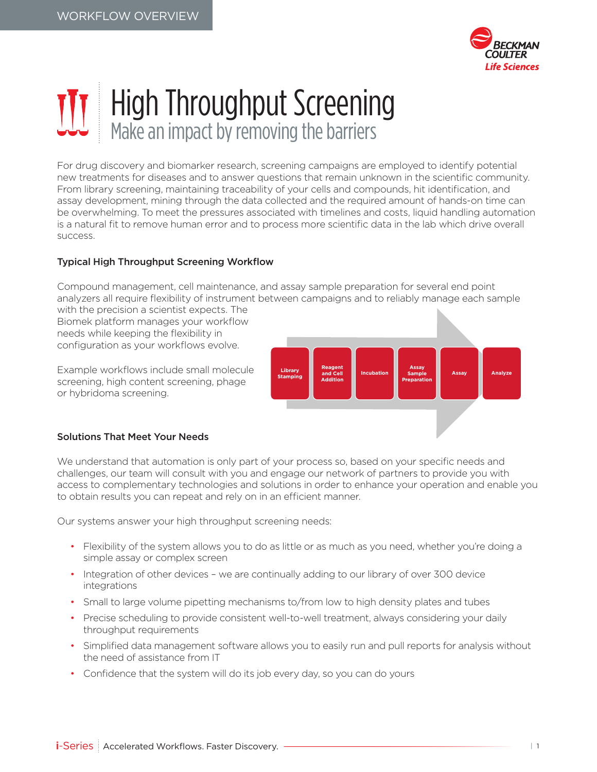WORKFLOW OVERVIEW

# High Throughput Screening

## Make an impact by removing the barriers

For drug discovery and biomarker research, screening campaigns are employed to identify potential new treatments for diseases and to answer questions that remain unknown in the scientific community. From library screening, maintaining traceability of your cells and compounds, hit identification, and assay development, mining through the data collected and the required amount of hands-on time can be overwhelming. To meet the pressures associated with timelines and costs, liquid handling automation is a natural fit to remove human error and to process more scientific data in the lab which drive overall success.

### Typical High Throughput Screening Workflow

Compound management, cell maintenance, and assay sample preparation for several end point analyzers all require flexibility of instrument between campaigns and to reliably manage each sample with the precision a scientist expects. The Biomek platform manages your workflow needs while keeping the flexibility in configuration as your workflows evolve.

Example workflows include small molecule screening, high content screening, phage or hybridoma screening.

Library Stamping → Reagent and Cell Addition → Incubation → Assay Sample Preparation → Assay → Analyze

### Solutions That Meet Your Needs

We understand that automation is only part of your process so, based on your specific needs and challenges, our team will consult with you and engage our network of partners to provide you with access to complementary technologies and solutions in order to enhance your operation and enable you to obtain results you can repeat and rely on in an efficient manner.

Our systems answer your high throughput screening needs:

- Flexibility of the system allows you to do as little or as much as you need, whether you're doing a simple assay or complex screen
- Integration of other devices – we are continually adding to our library of over 300 device integrations
- Small to large volume pipetting mechanisms to/from low to high density plates and tubes
- Precise scheduling to provide consistent well-to-well treatment, always considering your daily throughput requirements
- Simplified data management software allows you to easily run and pull reports for analysis without the need of assistance from IT
- Confidence that the system will do its job every day, so you can do yours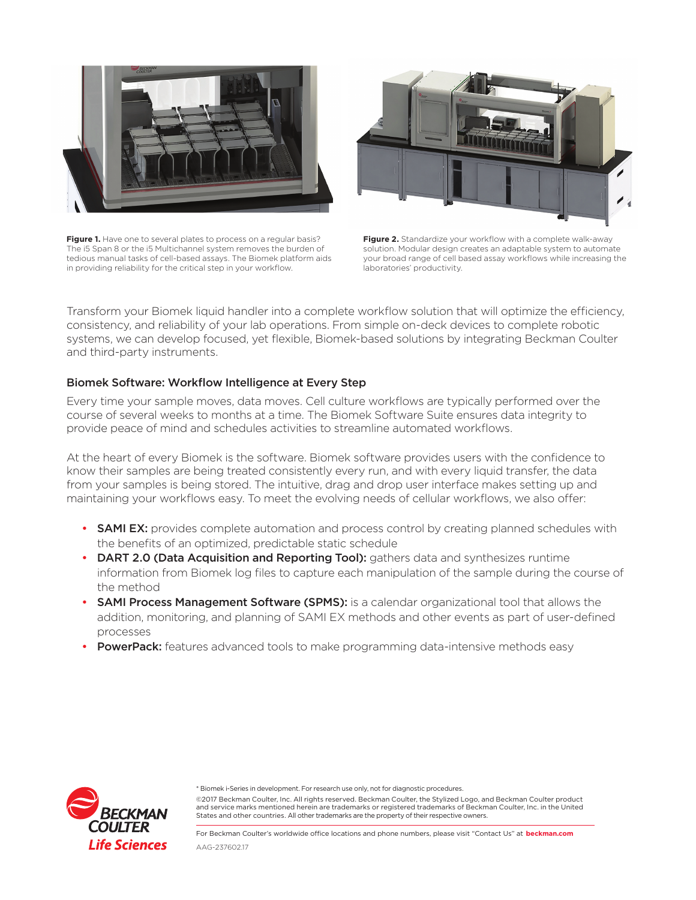**Figure 1.** Have one to several plates to process on a regular basis? The i5 Span 8 or the i5 Multichannel system removes the burden of tedious manual tasks of cell-based assays. The Biomek platform aids in providing reliability for the critical step in your workflow.

**Figure 2.** Standardize your workflow with a complete walk-away solution. Modular design creates an adaptable system to automate your broad range of cell based assay workflows while increasing the laboratories' productivity.

Transform your Biomek liquid handler into a complete workflow solution that will optimize the efficiency, consistency, and reliability of your lab operations. From simple on-deck devices to complete robotic systems, we can develop focused, yet flexible, Biomek-based solutions by integrating Beckman Coulter and third-party instruments.

### Biomek Software: Workflow Intelligence at Every Step

Every time your sample moves, data moves. Cell culture workflows are typically performed over the course of several weeks to months at a time. The Biomek Software Suite ensures data integrity to provide peace of mind and schedules activities to streamline automated workflows.

At the heart of every Biomek is the software. Biomek software provides users with the confidence to know their samples are being treated consistently every run, and with every liquid transfer, the data from your samples is being stored. The intuitive, drag and drop user interface makes setting up and maintaining your workflows easy. To meet the evolving needs of cellular workflows, we also offer:

- **SAMI EX:** provides complete automation and process control by creating planned schedules with the benefits of an optimized, predictable static schedule
- **DART 2.0 (Data Acquisition and Reporting Tool):** gathers data and synthesizes runtime information from Biomek log files to capture each manipulation of the sample during the course of the method
- **SAMI Process Management Software (SPMS):** is a calendar organizational tool that allows the addition, monitoring, and planning of SAMI EX methods and other events as part of user-defined processes
- **PowerPack:** features advanced tools to make programming data-intensive methods easy

* Biomek i-Series in development. For research use only, not for diagnostic procedures.

©2017 Beckman Coulter, Inc. All rights reserved. Beckman Coulter, the Stylized Logo, and Beckman Coulter product and service marks mentioned herein are trademarks or registered trademarks of Beckman Coulter, Inc. in the United States and other countries. All other trademarks are the property of their respective owners.

For Beckman Coulter's worldwide office locations and phone numbers, please visit "Contact Us" at **beckman.com**

AAG-237602.17